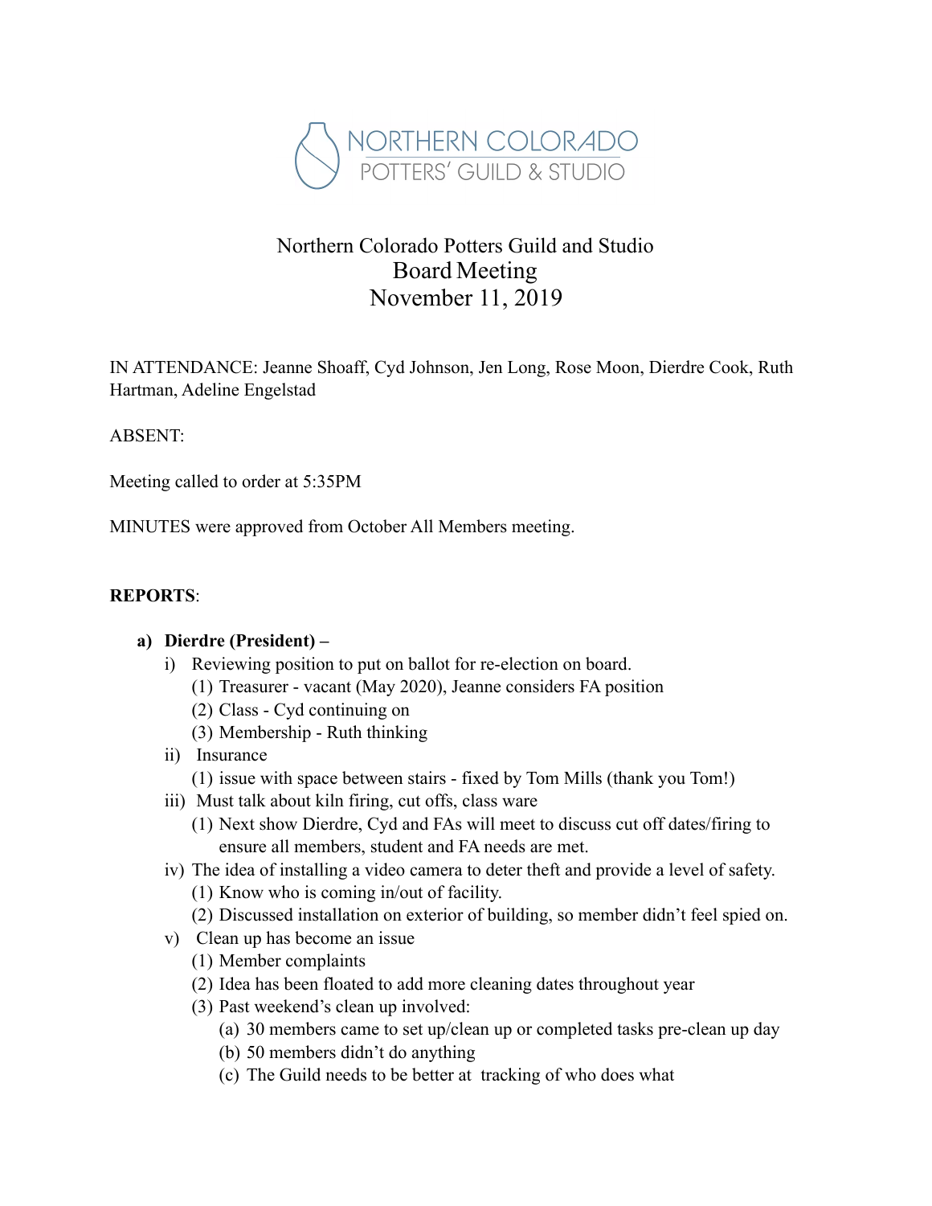# Northern Colorado Potters Guild and Studio

## Board Meeting

## November 11, 2019

IN ATTENDANCE: Jeanne Shoaff, Cyd Johnson, Jen Long, Rose Moon, Dierdre Cook, Ruth Hartman, Adeline Engelstad

ABSENT:

Meeting called to order at 5:35PM

MINUTES were approved from October All Members meeting.

**REPORTS**:

a) **Dierdre (President) –**
   i) Reviewing position to put on ballot for re-election on board.
      (1) Treasurer - vacant (May 2020), Jeanne considers FA position
      (2) Class - Cyd continuing on
      (3) Membership - Ruth thinking
   ii) Insurance
      (1) issue with space between stairs - fixed by Tom Mills (thank you Tom!)
   iii) Must talk about kiln firing, cut offs, class ware
      (1) Next show Dierdre, Cyd and FAs will meet to discuss cut off dates/firing to ensure all members, student and FA needs are met.
   iv) The idea of installing a video camera to deter theft and provide a level of safety.
      (1) Know who is coming in/out of facility.
      (2) Discussed installation on exterior of building, so member didn't feel spied on.
   v) Clean up has become an issue
      (1) Member complaints
      (2) Idea has been floated to add more cleaning dates throughout year
      (3) Past weekend's clean up involved:
         (a) 30 members came to set up/clean up or completed tasks pre-clean up day
         (b) 50 members didn't do anything
         (c) The Guild needs to be better at tracking of who does what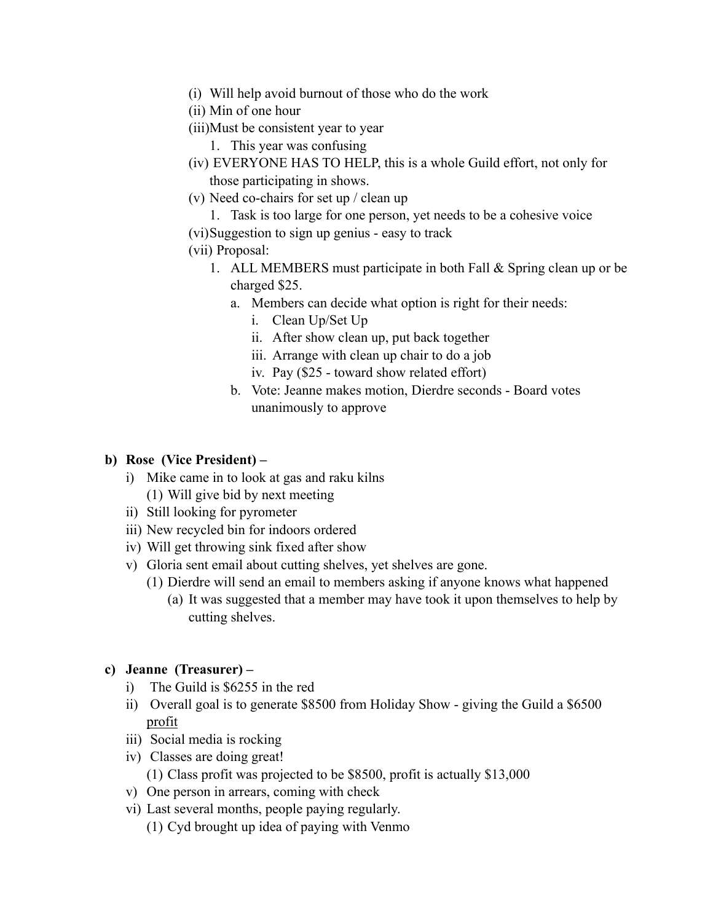- (i) Will help avoid burnout of those who do the work
- (ii) Min of one hour
- (iii) Must be consistent year to year
  1. This year was confusing
- (iv) EVERYONE HAS TO HELP, this is a whole Guild effort, not only for those participating in shows.
- (v) Need co-chairs for set up / clean up
  1. Task is too large for one person, yet needs to be a cohesive voice
- (vi) Suggestion to sign up genius - easy to track
- (vii) Proposal:
  1. ALL MEMBERS must participate in both Fall & Spring clean up or be charged $25.
     - a. Members can decide what option is right for their needs:
       - i. Clean Up/Set Up
       - ii. After show clean up, put back together
       - iii. Arrange with clean up chair to do a job
       - iv. Pay ($25 - toward show related effort)
     - b. Vote: Jeanne makes motion, Dierdre seconds - Board votes unanimously to approve

**b) Rose (Vice President) –**

- i) Mike came in to look at gas and raku kilns
  - (1) Will give bid by next meeting
- ii) Still looking for pyrometer
- iii) New recycled bin for indoors ordered
- iv) Will get throwing sink fixed after show
- v) Gloria sent email about cutting shelves, yet shelves are gone.
  - (1) Dierdre will send an email to members asking if anyone knows what happened
    - (a) It was suggested that a member may have took it upon themselves to help by cutting shelves.

**c) Jeanne (Treasurer) –**

- i) The Guild is $6255 in the red
- ii) Overall goal is to generate $8500 from Holiday Show - giving the Guild a $6500 <u>profit</u>
- iii) Social media is rocking
- iv) Classes are doing great!
  - (1) Class profit was projected to be $8500, profit is actually $13,000
- v) One person in arrears, coming with check
- vi) Last several months, people paying regularly.
  - (1) Cyd brought up idea of paying with Venmo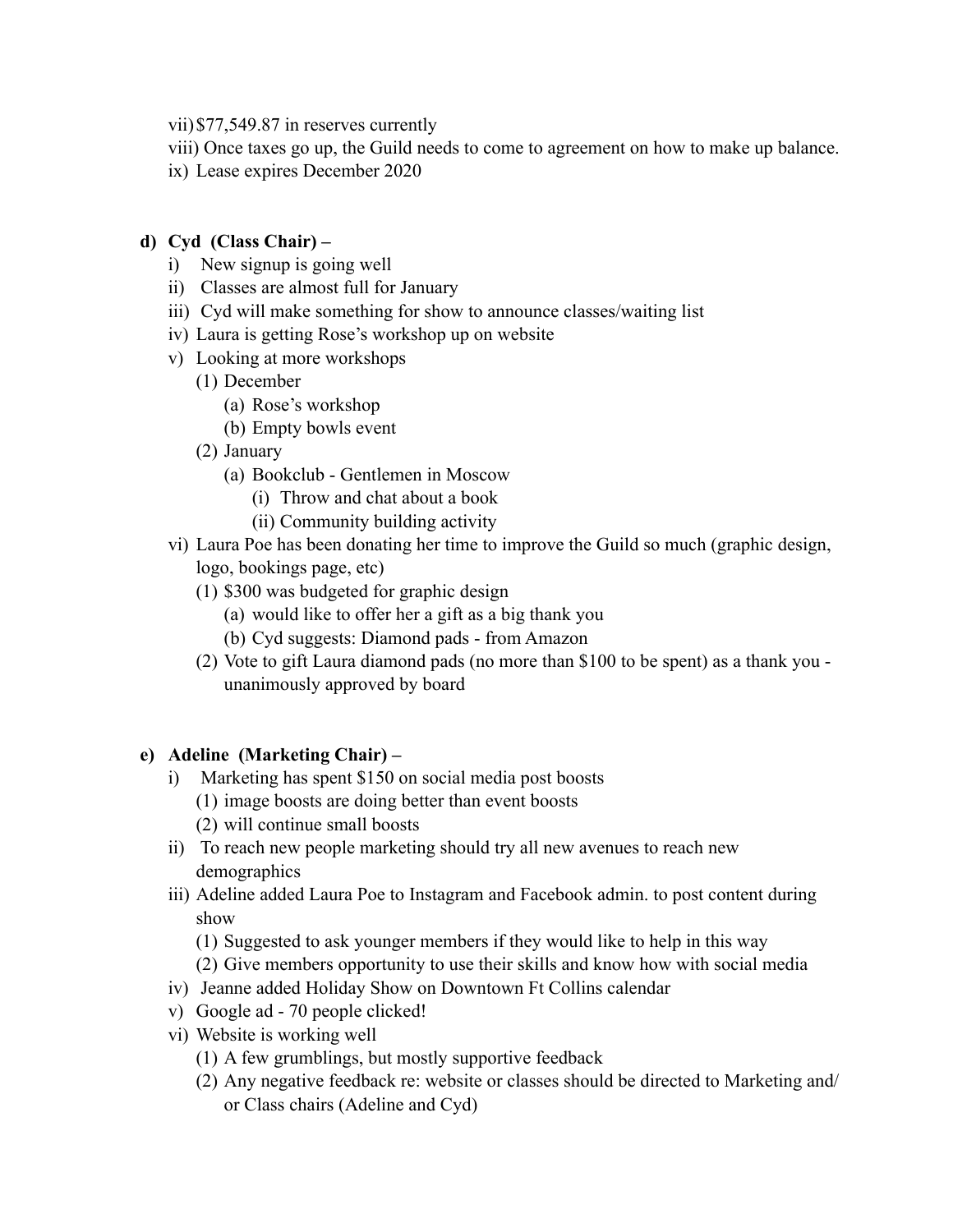vii) $77,549.87 in reserves currently

viii) Once taxes go up, the Guild needs to come to agreement on how to make up balance.

ix) Lease expires December 2020

**d) Cyd (Class Chair) –**

- i) New signup is going well
- ii) Classes are almost full for January
- iii) Cyd will make something for show to announce classes/waiting list
- iv) Laura is getting Rose's workshop up on website
- v) Looking at more workshops
  - (1) December
    - (a) Rose's workshop
    - (b) Empty bowls event
  - (2) January
    - (a) Bookclub - Gentlemen in Moscow
      - (i) Throw and chat about a book
      - (ii) Community building activity
- vi) Laura Poe has been donating her time to improve the Guild so much (graphic design, logo, bookings page, etc)
  - (1) $300 was budgeted for graphic design
    - (a) would like to offer her a gift as a big thank you
    - (b) Cyd suggests: Diamond pads - from Amazon
  - (2) Vote to gift Laura diamond pads (no more than $100 to be spent) as a thank you - unanimously approved by board

**e) Adeline (Marketing Chair) –**

- i) Marketing has spent $150 on social media post boosts
  - (1) image boosts are doing better than event boosts
  - (2) will continue small boosts
- ii) To reach new people marketing should try all new avenues to reach new demographics
- iii) Adeline added Laura Poe to Instagram and Facebook admin. to post content during show
  - (1) Suggested to ask younger members if they would like to help in this way
  - (2) Give members opportunity to use their skills and know how with social media
- iv) Jeanne added Holiday Show on Downtown Ft Collins calendar
- v) Google ad - 70 people clicked!
- vi) Website is working well
  - (1) A few grumblings, but mostly supportive feedback
  - (2) Any negative feedback re: website or classes should be directed to Marketing and/ or Class chairs (Adeline and Cyd)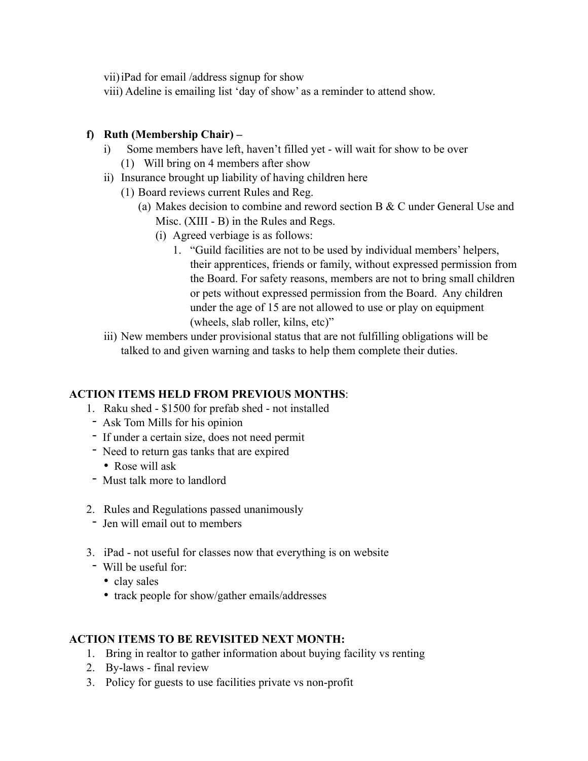vii) iPad for email /address signup for show

viii) Adeline is emailing list 'day of show' as a reminder to attend show.

**f) Ruth (Membership Chair) –**

- i) Some members have left, haven't filled yet - will wait for show to be over
  - (1) Will bring on 4 members after show
- ii) Insurance brought up liability of having children here
  - (1) Board reviews current Rules and Reg.
    - (a) Makes decision to combine and reword section B & C under General Use and Misc. (XIII - B) in the Rules and Regs.
      - (i) Agreed verbiage is as follows:
        1. "Guild facilities are not to be used by individual members' helpers, their apprentices, friends or family, without expressed permission from the Board. For safety reasons, members are not to bring small children or pets without expressed permission from the Board. Any children under the age of 15 are not allowed to use or play on equipment (wheels, slab roller, kilns, etc)"
- iii) New members under provisional status that are not fulfilling obligations will be talked to and given warning and tasks to help them complete their duties.

**ACTION ITEMS HELD FROM PREVIOUS MONTHS**:

1. Raku shed - $1500 for prefab shed - not installed
   - Ask Tom Mills for his opinion
   - If under a certain size, does not need permit
   - Need to return gas tanks that are expired
     - Rose will ask
   - Must talk more to landlord

2. Rules and Regulations passed unanimously
   - Jen will email out to members

3. iPad - not useful for classes now that everything is on website
   - Will be useful for:
     - clay sales
     - track people for show/gather emails/addresses

**ACTION ITEMS TO BE REVISITED NEXT MONTH:**

1. Bring in realtor to gather information about buying facility vs renting
2. By-laws - final review
3. Policy for guests to use facilities private vs non-profit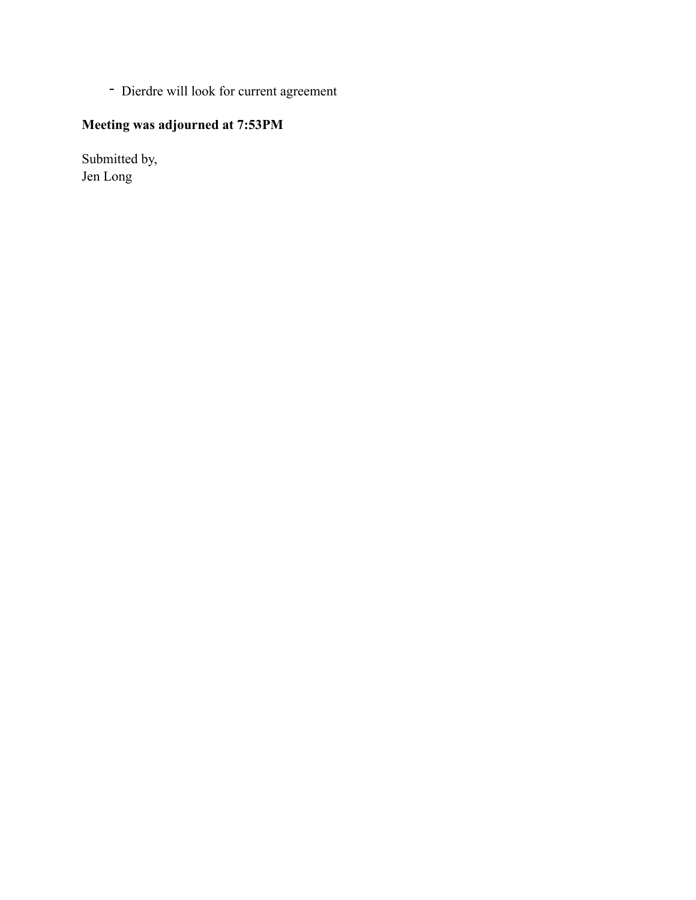- Dierdre will look for current agreement

**Meeting was adjourned at 7:53PM**

Submitted by,
Jen Long